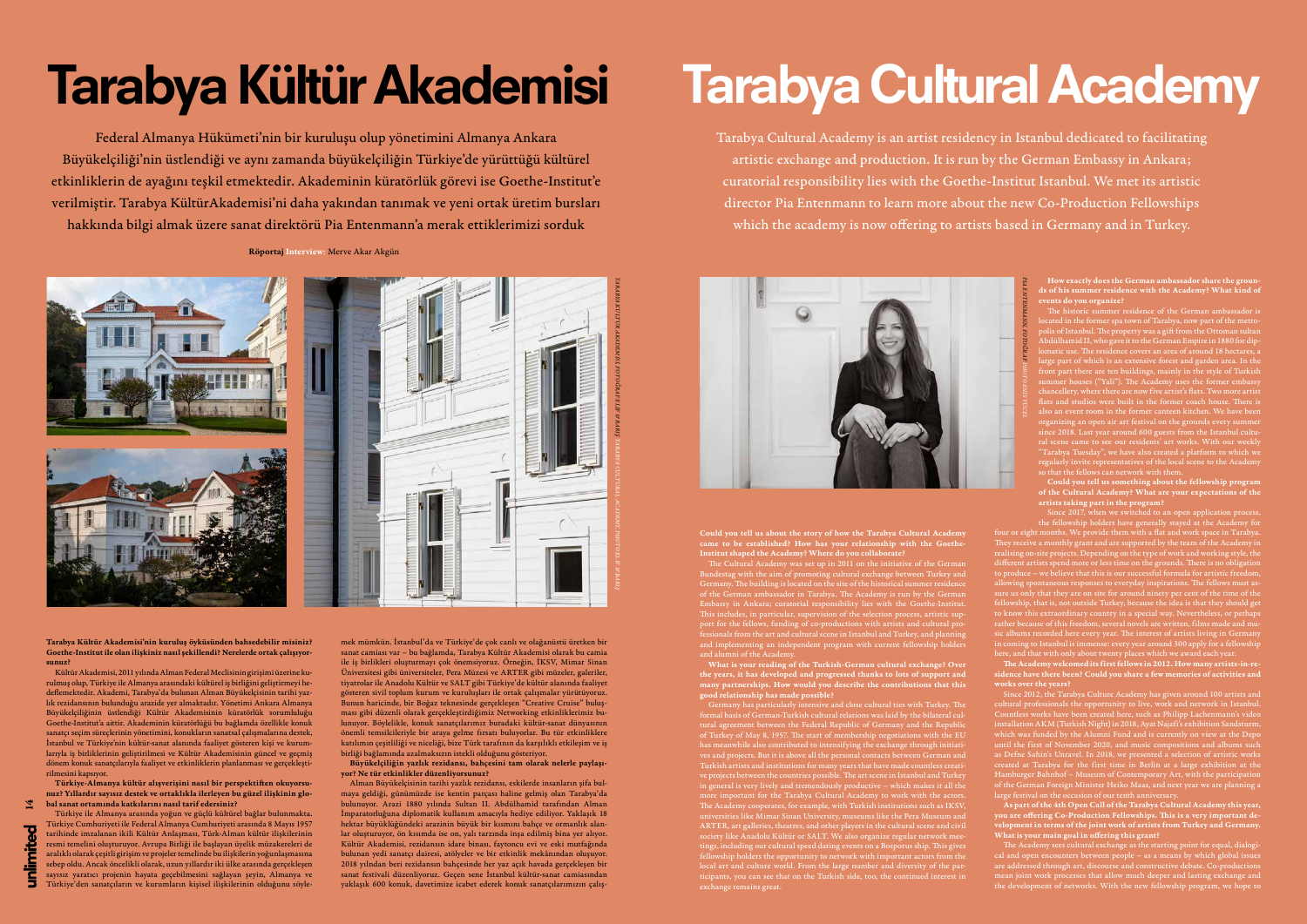# Tarabya Kültür Akademisi

Federal Almanya Hükümeti'nin bir kuruluşu olup yönetimini Almanya Ankara Büyükelçiliği'nin üstlendiği ve aynı zamanda büyükelçiliğin Türkiye'de yürüttüğü kültürel etkinliklerin de ayağını teşkil etmektedir. Akademinin küratörlük görevi ise Goethe-Institut'e verilmiştir. Tarabya KültürAkademisi'ni daha yakından tanımak ve yeni ortak üretim bursları hakkında bilgi almak üzere sanat direktörü Pia Entenmann'a merak ettiklerimizi sorduk

Röportaj Interview: Merve Akar Akgün

TARABYA KÜLTÜR AKADEMİSİ, FOTOĞRAF ELIF & BARIŞ TARABYA CULTURAL ACADEMY, PHOTO ELIF & BARIŞ

**Tarabya Kültür Akademisi'nin kuruluş öyküsünden bahsedebilir misiniz? Goethe-Institut ile olan ilişkiniz nasıl şekillendi? Nerelerde ortak çalışıyorsunuz?**

Kültür Akademisi, 2011 yılında Alman Federal Meclisinin girişimi üzerine kurulmuş olup, Türkiye ile Almanya arasındaki kültürel iş birliğini geliştirmeyi hedeflemektedir. Akademi, Tarabya'da bulunan Alman Büyükelçisinin tarihi yazlık rezidansının bulunduğu arazide yer almaktadır. Yönetimi Ankara Almanya Büyükelçiliğinin üstlendiği Kültür Akademisinin küratörlük sorumluluğu Goethe-Institut'a aittir. Akademinin küratörlüğü bu bağlamda özellikle konuk sanatçı seçim süreçlerinin yönetimini, konukların sanatsal çalışmalarına destek, İstanbul ve Türkiye'nin kültür-sanat alanında faaliyet gösteren kişi ve kurumlarıyla iş birliklerinin geliştirilmesi ve Kültür Akademisinin güncel ve geçmiş dönem konuk sanatçılarıyla faaliyet ve etkinliklerin planlanması ve gerçekleştirilmesini kapsıyor.

**Türkiye-Almanya kültür alışverişini nasıl bir perspektiften okuyorsunuz? Yıllardır sayısız destek ve ortaklıkla ilerleyen bu güzel ilişkinin global sanat ortamında katkılarını nasıl tarif edersiniz?**

Türkiye ile Almanya arasında yoğun ve güçlü kültürel bağlar bulunmakta. Türkiye Cumhuriyeti ile Federal Almanya Cumhuriyeti arasında 8 Mayıs 1957 tarihinde imzalanan ikili Kültür Anlaşması, Türk-Alman kültür ilişkilerinin resmi temelini oluşturuyor. Avrupa Birliği ile başlayan üyelik müzakereleri de aralıklı olarak çeşitli girişim ve projeler temelinde bu ilişkilerin yoğunlaşmasına sebep oldu. Ancak öncelikli olarak, uzun yıllardır iki ülke arasında gerçekleşen sayısız yaratıcı projenin hayata geçebilmesini sağlayan şeyin, Almanya ve Türkiye'den sanatçıların ve kurumların kişisel ilişkilerinin olduğunu söylemek mümkün. İstanbul'da ve Türkiye'de çok canlı ve olağanüstü üreten bir sanat camiası var – bu bağlamda, Tarabya Kültür Akademisi olarak bu camia ile iş birlikleri oluşturmayı çok önemsiyoruz. Örneğin, İKSV, Mimar Sinan Üniversitesi gibi üniversiteler, Pera Müzesi ve ARTER gibi müzeler, galeriler, tiyatrolar ile Anadolu Kültür ve SALT gibi Türkiye'de kültür alanında faaliyet gösteren sivil toplum kurum ve kuruluşları ile ortak çalışmalar yürütüyoruz. Bunun haricinde, bir Boğaz teknesinde gerçekleşen "Creative Cruise" buluşması gibi düzenli olarak gerçekleştirdiğimiz Networking etkinliklerimiz bulunuyor. Böylelikle, konuk sanatçılarımız buradaki kültür-sanat dünyasının önemli temsilcileriyle bir araya gelme fırsatı buluyorlar. Bu tür etkinliklere katılımın çeşitliliği ve niceliği, bize Türk tarafının da karşılıklı etkileşim ve iş birliği bağlamında azalmaksızın istekli olduğunu gösteriyor.

**Büyükelçiliğin yazlık rezidansı, bahçesini tam olarak nelerle paylaşıyor? Ne tür etkinlikler düzenliyorsunuz?**

Alman Büyükelçiliğinin tarihi yazlık rezidansı, eskilerde insanların şifa bulmaya geldiği, günümüzde ise kentin parçası haline gelmiş olan Tarabya'da bulunuyor. Arazi 1880 yılında Sultan II. Abdülhamid tarafından Alman İmparatorluğuna diplomatik kullanım amacıyla hediye ediliyor. Yaklaşık 18 hektar büyüklüğündeki arazinin büyük bir kısmını bahçe ve ormanlık alanlar oluşturuyor, ön kısmında ise on, yalı tarzında inşa edilmiş bina yer alıyor. Kültür Akademisi, rezidansın idare binası, faytoncu evi ve eski mutfağında bulunan yedi sanatçı dairesi, atölyeler ve bir etkinlik mekânından oluşuyor. 2018 yılından beri rezidansın bahçesinde her yaz açık havada gerçekleşen bir sanat festivali düzenliyoruz. Geçen sene İstanbul kültür-sanat camiasından yaklaşık 600 konuk, davetimize icabet ederek konuk sanatçılarımızın çalış-

# Tarabya Cultural Academy

Tarabya Cultural Academy is an artist residency in Istanbul dedicated to facilitating artistic exchange and production. It is run by the German Embassy in Ankara; curatorial responsibility lies with the Goethe-Institut Istanbul. We met its artistic director Pia Entenmann to learn more about the new Co-Production Fellowships which the academy is now offering to artists based in Germany and in Turkey.

PIA ENTENMANN, FOTOĞRAF PHOTO BARIŞ YILMAZ

**Could you tell us about the story of how the Tarabya Cultural Academy came to be established? How has your relationship with the Goethe-Institut shaped the Academy? Where do you collaborate?**

The Cultural Academy was set up in 2011 on the initiative of the German Bundestag with the aim of promoting cultural exchange between Turkey and Germany. The building is located on the site of the historical summer residence of the German ambassador in Tarabya. The Academy is run by the German Embassy in Ankara; curatorial responsibility lies with the Goethe-Institut. This includes, in particular, supervision of the selection process, artistic support for the fellows, funding of co-productions with artists and cultural professionals from the art and culture scene in Istanbul and Turkey, and planning and implementing an independent program with current fellowship holders and alumni of the Academy.

**What is your reading of the Turkish-German cultural exchange? Over the years, it has developed and progressed thanks to lots of support and many partnerships. How would you describe the contributions that this good relationship has made possible?**

Germany has particularly intensive and close cultural ties with Turkey. The formal basis of German-Turkish cultural relations was laid by the bilateral cultural agreement between the Federal Republic of Germany and the Republic of Turkey of May 8, 1957. The start of membership negotiations with the EU has meanwhile also contributed to intensifying the exchange through initiatives and projects. But it is above all the personal contacts between German and Turkish artists and institutions for many years that have made countless creative projects between the countries possible. The art scene in Istanbul and Turkey in general is very lively and tremendously productive – which makes it all the more important for the Tarabya Cultural Academy to work with the actors. The Academy cooperates, for example, with Turkish institutions such as IKSV, universities like Mimar Sinan University, museums like the Pera Museum and ARTER, art galleries, theatres, and other players in the cultural scene and civil society like Anadolu Kültür or SALT. We also organize regular network meetings, including our cultural speed dating events on a Bosporus ship. This gives fellowship holders the opportunity to network with important actors from the local art and culture world. From the large number and diversity of the participants, you can see that on the Turkish side, too, the continued interest in exchange remains great.

**How exactly does the German ambassador share the grounds of his summer residence with the Academy? What kind of events do you organize?**

The historic summer residence of the German ambassador is located in the former spa town of Tarabya, now part of the metropolis of Istanbul. The property was a gift from the Ottoman sultan Abdülhamid II, who gave it to the German Empire in 1880 for diplomatic use. The residence covers an area of around 18 hectares, a large part of which is an extensive forest and garden area. In the front part there are ten buildings, mainly in the style of Turkish summer houses ("Yali"). The Academy uses the former embassy chancellery, where there are now five artist's flats. Two more artist flats and studios were built in the former coach house. There is also an event room in the former canteen kitchen. We have been organizing an open air art festival on the grounds every summer since 2018. Last year around 600 guests from the Istanbul cultural scene came to see our residents' art works. With our weekly "Tarabya Tuesday", we have also created a platform to which we regularly invite representatives of the local scene to the Academy so that the fellows can network with them.

**Could you tell us something about the fellowship program of the Cultural Academy? What are your expectations of the artists taking part in the program?**

Since 2017, when we switched to an open application process, the fellowship holders have generally stayed at the Academy for four or eight months. We provide them with a flat and work space in Tarabya. They receive a monthly grant and are supported by the team of the Academy in realising on-site projects. Depending on the type of work and working style, the different artists spend more or less time on the grounds. There is no obligation to produce – we believe that this is our successful formula for artistic freedom, allowing spontaneous responses to everyday inspirations. The fellows must assure us only that they are on site for around ninety per cent of the time of the fellowship, that is, not outside Turkey, because the idea is that they should get to know this extraordinary country in a special way. Nevertheless, or perhaps rather because of this freedom, several novels are written, films made and music albums recorded here every year. The interest of artists living in Germany in coming to Istanbul is immense: every year around 300 apply for a fellowship here, and that with only about twenty places which we award each year.

**The Academy welcomed its first fellows in 2012. How many artists-in-residence have there been? Could you share a few memories of activities and works over the years?**

Since 2012, the Tarabya Culture Academy has given around 100 artists and cultural professionals the opportunity to live, work and network in Istanbul. Countless works have been created here, such as Philipp Lachenmann's video installation AKM (Turkish Night) in 2018, Ayat Najafi's exhibition Sandstorm, which was funded by the Alumni Fund and is currently on view at the Depo until the first of November 2020, and music compositions and albums such as Defne Sahin's Unravel. In 2018, we presented a selection of artistic works created at Tarabya for the first time in Berlin at a large exhibition at the Hamburger Bahnhof – Museum of Contemporary Art, with the participation of the German Foreign Minister Heiko Maas, and next year we are planning a large festival on the occasion of our tenth anniversary.

**As part of the 4th Open Call of the Tarabya Cultural Academy this year, you are offering Co-Production Fellowships. This is a very important development in terms of the joint work of artists from Turkey and Germany. What is your main goal in offering this grant?**

The Academy sees cultural exchange as the starting point for equal, dialogical and open encounters between people – as a means by which global issues are addressed through art, discourse and constructive debate. Co-productions mean joint work processes that allow much deeper and lasting exchange and the development of networks. With the new fellowship program, we hope to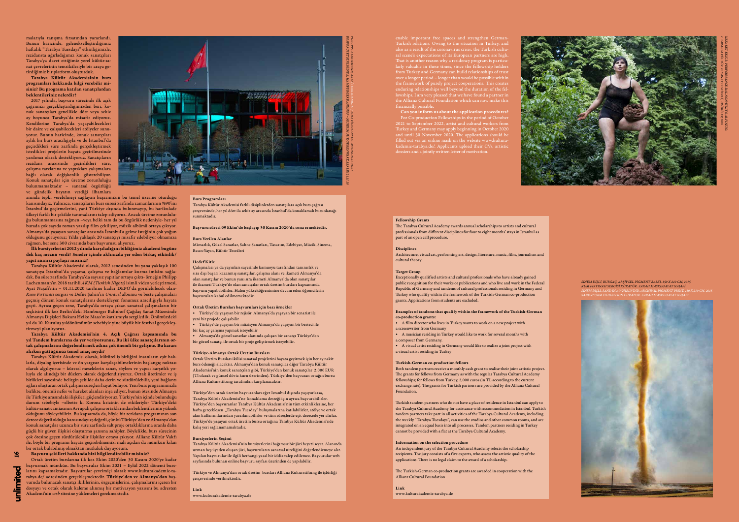malarıyla tanışma fırsatından yararlandı. Bunun haricinde, geleneksel­leştirdiğimiz haftalık "Tarabya Tuesdays" etkinliğimizle, rezidansta ağırladığımız konuk sanatçıları Tarabya'ya davet ettiğimiz yerel kültür-sanat çevrelerinin temsilcileriyle bir araya getirdiğimiz bir platform oluşturduk.

**Tarabya Kültür Akademisinin burs programları hakkında bilgi verebilir misiniz? Bu programa katılan sanatçılardan beklentileriniz nelerdir?**

2017 yılında, başvuru sürecinde ilk açık çağrımızı gerçekleştirdiğimizden beri, konuk sanatçıları genellikle dört veya sekiz ay boyunca Tarabya'da misafir ediyoruz. Kendilerine Tarabya'da yaşayabilecekleri bir daire ve çalışabilecekleri atölyeler sunuyoruz. Bunun haricinde, konuk sanatçıları aylık bir burs aracılığıyla ve de İstanbul'da geçirdikleri süre zarfında gerçekleştirmek istedikleri projelerin hayata geçirilmesinde yardımcı olarak destekliyoruz. Sanatçıların rezidans arasıında geçirdikleri süre, çalışma tarzlarına ve yaptıkları çalışmalara bağlı olarak değişkenlik gösterebiliyor. Konuk sanatçılar için üretme zorunluluğu bulunmamaktadır – sanatsal özgürlüğü ve gündelik hayatın verdiği ilhamlara anında tepki verebilmeyi sağlayan başarımızın bu temel üzerine oturduğu kanısındayız. Yalnızca, sanatçıların burs süresi zarfında zamanlarının %90'ını İstanbul'da geçirmelerini, yani Türkiye dışında bulunmayıp, bu harikulade ülkeyi farklı bir şekilde tanımalarını talep ediyoruz. Ancak üretme zorunluluğu bulunmamasına rağmen –veya belki tam da bu özgürlük nedeniyle- her yıl burada çok sayıda roman yazılıp film çekiliyor, müzik albümü ortaya çıkıyor. Almanya'da yaşayan sanatçılar arasında İstanbul'a gelme isteğinin çok yoğun olduğunu görüyoruz: Yılda yaklaşık 20 sanatçıyı misafir edebiliyor olmamıza rağmen, her sene 300 civarında burs başvurusu alıyoruz.

**İlk bursiyerlerini 2012 yılında karşıladığını bildiğimiz akademi bugüne dek kaç mezun verdi? Seneler içinde aklınızda yer eden birkaç etkinlik/yapıt anınızı paylaşır mısınız?**

Tarabya Kültür Akademisi olarak, 2012 senesinden bu yana yaklaşık 100 sanatçıya İstanbul'da yaşama, çalışma ve bağlantılar kurma imkânı sağladık. Bu süre zarfında Tarabya'da sayısız yapıtlar ortaya çıktı- örneğin Philipp Lachenmann'ın 2018 tarihli *AKM (Turkish Nights)* isimli video yerleştirmesi, Ayat Najafi'nin – 01.11.2020 tarihine kadar DEPO'da görülebilecek olan- *Kum Fırtınası* sergisi ve Defne Şahin'in *Unravel* albümü ve beste çalışmaları geçmiş dönem konuk sanatçılarını destekleyen fonumuz aracılığıyla hayata geçti. Ayrıca geçen sene, Tarabya'da ortaya çıkan sanatsal çalışmaların bir seçkisini ilk kez Berlin'deki Hamburger Bahnhof Çağdaş Sanat Müzesinde Almanya Dışişleri Bakanı Heiko Maas'ın katılımıyla sergiledik. Önümüzdeki yıl da 10. Kuruluş yıldönümümüz sebebiyle yine büyük bir festival gerçekleştirmeyi planlıyoruz.

**Tarabya Kültür Akademisi'nin 4. Açık Çağrısı kapsamında bu yıl Tandem burslarına da yer veriyorsunuz. Bu iki ülke sanatçılarının ortak çalışmalarını değerlendirmek adına çok önemli bir gelişme. Bu kararı alırken güttüğünüz temel amaç neydi?**

Tarabya Kültür Akademisi olarak, kültürel iş birliğini insanların eşit haklarla, diyalog içerisinde ve ön yargısız karşılaşabilmelerinin başlangıç noktası olarak algılıyoruz – küresel meselelerin sanat, söylem ve yapıcı karşıtlık yoluyla ele alındığı bir düzlem olarak değerlendiriyoruz. Ortak üretimler ve iş birlikleri sayesinde belirgin şekilde daha derin ve sürdürülebilir, yeni bağlantı ağları oluşturan ortak çalışma süreçleri hayat buluyor. Yeni burs programımızla birlikte, önemli nefes ve hareket alanları inşa ediyor, bunun ötesinde Almanya ile Türkiye arasındaki ilişkileri güçlendiriyoruz. Türkiye'nin içinde bulunduğu durum sebebiyle –elbette ki Korona krizinin de etkileriyle- Türkiye'deki kültür-sanat camiasının Avrupalı çalışma ortaklarından beklentilerinin yüksek olduğunu söyleyebiliriz. Bu kapsamda da, böyle bir rezidans programının son derece değerli olduğu kanısındayız; değerli, çünkü Türkiye'den ve Almanya'dan konuk sanatçılar uzunca bir süre zarfında salt proje ortaklıklarına oranla daha güçlü bir güven ilişkisi oluşturma şansına sahipler. Böylelikle, burs sürecinin çok ötesine geçen sürdürülebilir ilişkiler ortaya çıkıyor. Allianz Kültür Vakfı ile, böyle bir programı hayata geçirebilmemizi mali açıdan da mümkün kılan bir ortak bulabilmiş olmaktan mutluluk duyuyorum.

**Başvuru şekilleri hakkında bizi bilgilendirebilir misiniz?**

Ortak üretim burslarına ilk kez Ekim 2020'den 30 Kasım 2020'ye kadar başvurmak mümkün. Bu başvurular Ekim 2021 – Eylül 2022 dönemi burslarını kapsamaktadır. Başvurular çevrimiçi olarak www.kulturakademie-tarabya.de/ adresinden gerçekleşmektedir. **Türkiye'den ve Almanya'dan** başvuruda bulunacak sanatçı ikililerinin, özgeçmişlerini, çalışmalarını içeren bir dosyayı ve ortak olarak kaleme alınmış bir motivasyon yazısını bu adresten Akademi'nin *web* sitesine yüklemeleri gerekmektedir.

PHILIPP LACHENMANN, AKM (TURKISH NIGHTS), 4K ULTRA HD VİDEO KURULUMU, HAMBURGER BAHNHOF - MUSEUM FÜR GEGENWART BERLIN'DE / PHILIPP LACHENMANN, AKM (TURKISH NIGHTS), 4K ULTRA HD VIDEO INSTALLATION, HAMBURGER BAHNHOF - MUSEUM FÜR GEGENWART BERLIN

### Burs Programları

Tarabya Kültür Akademisi farklı disiplinlerden sanatçılara açık burs çağrısı çerçevesinde, her yıl dört ila sekiz ay arasında İstanbul'da konaklamalı burs olanağı sunmaktadır.

**Başvuru süresi 09 Ekim'de başlayıp 30 Kasım 2020'da sona ermektedir.**

**Burs Verilen Alanlar**

Mimarlık, Güzel Sanatlar, Sahne Sanatları, Tasarım, Edebiyat, Müzik, Sinema, Basın-Yayın, Kültür Teorileri

**Hedef Kitle**

Çalışmaları ya da yayınları sayesinde kamuoyu tarafından tanınırlık ve sıra dışı başarı kazanmış sanatçılar, çalışma alanı ve ikameti Almanya'da olan sanatçılar ve bunun yanı sıra ikameti Almanya'da olan sanatçılar ile ikameti Türkiye'de olan sanatçılar ortak üretim bursları kapsamında başvuru yapabilirler. Halen yükseköğrenimine devam eden öğrencilerin başvuruları kabul edilmemektedir.

**Ortak Üretim Bursları başvuruları için bazı örnekler**

- Türkiye'de yaşayan bir rejisör Almanya'da yaşayan bir senarist ile yeni bir projede çalışabilir
- Türkiye'de yaşayan bir müzisyen Almanya'da yaşayan bir besteci ile bir kaç ay çalışma yapmak isteyebilir
- Almanya'da görsel sanatlar alanında çalışan bir sanatçı Türkiye'den bir görsel sanatçı ile ortak bir proje geliştirmek isteyebilir.

**Türkiye-Almanya Ortak Üretim Bursları**

Ortak Üretim Bursları ikilisi sanatsal projelerini hayata geçirmek için her ay nakit burs ödeneği alacaktır. Almanya'dan konuk sanatçılar diğer Tarabya Kültür Akademisi'nin konuk sanatçıları gibi, Türkiye'den konuk sanatçılar 2.000 EUR (Tl olarak ve güncel döviz kuru üzerinden). Türkiye'den başvuran ortağın bursu Allianz Kulturstiftung tarafından karşılanacaktır.

Türkiye'den ortak üretim başvuranları eğer İstanbul dışında yaşıyorlarsa, Tarabya Kültür Akademisi'ne konaklama desteği için ayrıca başvurabilirler. Türkiye'den başvuranlar Tarabya Kültür Akademisi'nin tüm etkinliklerine, her hafta gerçekleşen „Tarabya Tuesday" buluşmalarına katılabilirler, atölye ve ortak alan kullanımlarından yararlanabilirler ve tüm süreçlerde eşit derecede yer alırlar. Türkiye'de yaşayan ortak üretim bursu ortağına Tarabya Kültür Akademisi'nde kalış yeri sağlanamamaktadır.

**Bursiyerlerin Seçimi**

Tarabya Kültür Akademisi'nin bursiyerlerini bağımsız bir jüri heyeti seçer. Alanında uzman beş üyeden oluşan jüri, başvuranların sanatsal niteliğini değerlendirmeye alır. Yapılan başvurular ile ilgili herhangi yasal bir iddia talep edilemez. Başvurular web sayfasında bulunan online başvuru sayfası üzerinden de yapılabilir.

Türkiye ve Almanya'dan ortak üretim bursları Allianz Kulturstiftung ile işbirliği çerçevesinde verilmektedir.

**Link**

www.kulturakademie-tarabya.de

enable important free spaces and strengthen German-Turkish relations. Owing to the situation in Turkey, and also as a result of the coronavirus crisis, the Turkish cultural scene's expectations of its European partners are high. That is another reason why a residency program is particularly valuable in these times, since the fellowship holders from Turkey and Germany can build relationships of trust over a longer period – longer than would be possible within the framework of purely project cooperations. This creates enduring relationships well beyond the duration of the fellowships. I am very pleased that we have found a partner in the Allianz Cultural Foundation which can now make this financially possible.

**Can you inform us about the application procedures?**

For Co-production Fellowships in the period of October 2021 to September 2022, artist and cultural workers from Turkey and Germany may apply beginning in October 2020 and until 30 November 2020. The applications should be filled out via an online mask on the website www.kulturakademie-tarabya.de/. Applicants upload their CVs, artistic dossiers and a jointly written letter of motivation.

NEZAKET EKİCİ, PERFORMANS SALT NON STATO ALFINITO, 1. TARABYA KÜLTÜR VE SANAT FESTİVALİ, 10 EKİM 2018 / NEZAKET EKICI, PERFORMANCE SALT NON STATO ALFINITO, 1ST TARABYA ARTS AND CULTURE FESTIVAL, 10 OCTOBER 2018

### Fellowship Grants

The Tarabya Cultural Academy awards annual scholarships to artists and cultural professionals from different disciplines for four to eight months' stays in Istanbul as part of an open call procedure.

**Disciplines**

Architecture, visual art, performing art, design, literature, music, film, journalism and cultural theory

**Target Group**

Exceptionally qualified artists and cultural professionals who have already gained public recognition for their works or publications and who live and work in the Federal Republic of Germany and tandems of cultural professionals residing in Germany and Turkey who qualify within the framework of the Turkish-German co-production grants. Applications from students are excluded.

**Examples of tandems that qualify within the framework of the Turkish-German co-production grants:**

- A film director who lives in Turkey wants to work on a new project with a screenwriter from Germany
- A musician residing in Turkey would like to work for several months with a composer from Germany.
- A visual artist residing in Germany would like to realize a joint project with a visual artist residing in Turkey

**Turkish-German co-production fellows**

Both tandem partners receive a monthly cash grant to realise their joint artistic project. The grants for fellows from Germany as with the regular Tarabya Cultural Academy fellowships; for fellows from Turkey, 2,000 euros (in TL according to the current exchange rate). The grants for Turkish partners are provided by the Allianz Cultural Foundation.

Turkish tandem partners who do not have a place of residence in Istanbul can apply to the Tarabya Cultural Academy for assistance with accommodation in Istanbul. Turkish tandem partners take part in all activities of the Tarabya Cultural Academy, including the weekly "Tarabya Tuesdays", can use the studios and other common rooms, and are integrated on an equal basis into all processes. Tandem partners residing in Turkey cannot be provided with a flat at the Tarabya Cultural Academy.

**Information on the selection procedure**

An independent jury of the Tarabya Cultural Academy selects the scholarship recipients. The jury consists of a five experts, who assess the artistic quality of the applications. There is no legal claim to the award of a scholarship.

The Turkish-German co-production grants are awarded in cooperation with the Allianz Cultural Foundation

**Link**

www.kulturakademie-tarabya.de

*SİNEM DİŞLİ, BURGAÇ, ARŞİVSEL PİGMENT BASKI, 150 X 210 CM, 2015*
*KUM FIRTINASI SERGİSİ KÜRATÖR: SARAH MASKEHAYAT NAJAFİ*
*SİNEM DİŞLİ, SAND IN A WHIRLWIND, ARCHIVAL PIGMENT PRINT, 150 X 210 CM, 2015*
*SANDSTURM EXHIBITION CURATOR: SARAH MASKEHAYAT NAJAFİ*